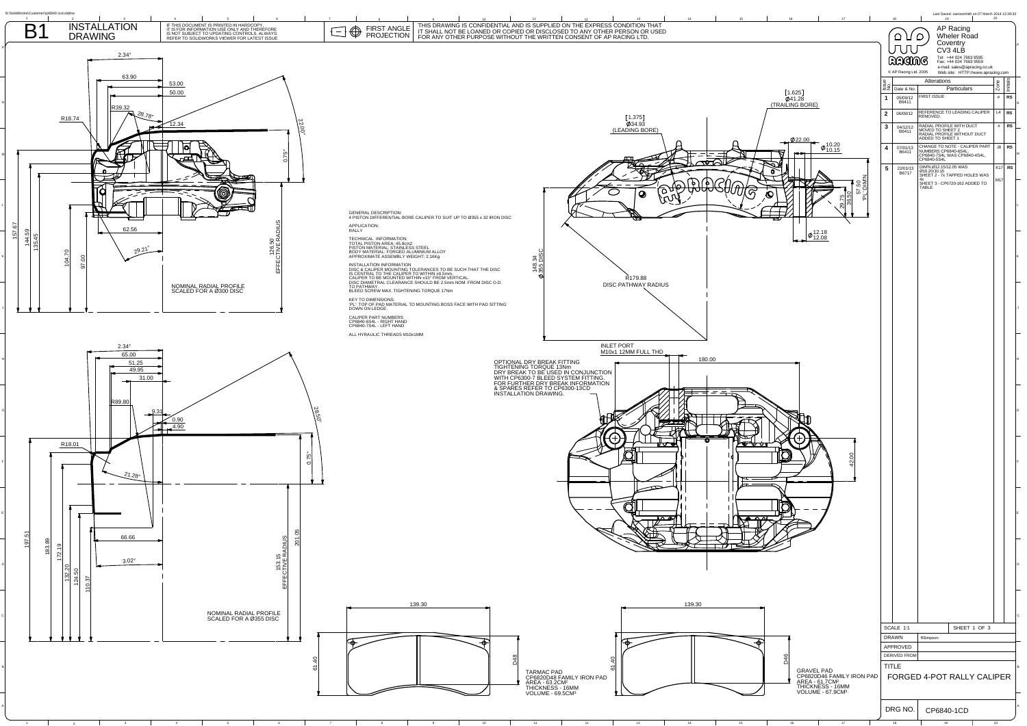# B1 INSTALLATION DRAWING

IF THIS DOCUMENT IS PRINTED IN HARDCOPY IT IS FOR INFORMATION USE ONLY AND THEREFORE IS NOT SUBJECT TO UPDATING CONTROLS. ALWAYS REFER TO SOLIDWORKS VIEWER FOR LATEST ISSUE

FIRST ANGLE PROJECTION

THIS DRAWING IS CONFIDENTIAL AND IS SUPPLIED ON THE EXPRESS CONDITION THAT IT SHALL NOT BE LOANED OR COPIED OR DISCLOSED TO ANY OTHER PERSON OR USED FOR ANY OTHER PURPOSE WITHOUT THE WRITTEN CONSENT OF AP RACING LTD.

AP Racing
Wheler Road
Coventry
CV3 4LB
Tel: +44 024 7663 9595
Fax: +44 024 7663 9559
e-mail: sales@apracing.co.uk
Web site: HTTP://www.apracing.com

© AP Racing Ltd. 2005

| Issue No. | Date & No. | Particulars | Zone | Initials |
|---|---|---|---|---|
| 1 | 05/09/12 B6411 | FIRST ISSUE | # | RS |
| 2 | 06/09/12 | REFERENCE TO LEADING CALIPER REMOVED. | L4 | RS |
| 3 | 04/12/12 B6411 | RADIAL PROFILE WITH DUCT MOVED TO SHEET 2 RADIAL PROFILE WITHOUT DUCT ADDED TO SHEET 1 | # | RS |
| 4 | 07/01/13 B6411 | CHANGE TO NOTE - CALIPER PART NUMBERS CP6840-6S4L, CP6840-7S4L WAS CP6840-4S4L, CP6840-5S4L | J8 | RS |
| 5 | 22/01/13 B6717 | DIMN Ø12.15/12.05 WAS Ø10.20/10.15 SHEET 2 - 7x TAPPED HOLES WAS 4x SHEET 3 - CP6720-162 ADDED TO TABLE | K17 M17 | RS |

GENERAL DESCRIPTION:
4 PISTON DIFFERENTIAL BORE CALIPER TO SUIT UP TO Ø355 x 32 IRON DISC

APPLICATION:
RALLY

TECHNICAL INFORMATION:
TOTAL PISTON AREA: 45.9cm2
PISTON MATERIAL: STAINLESS STEEL
BODY MATERIAL: FORGED ALUMINIUM ALLOY
APPROXIMATE ASSEMBLY WEIGHT: 2.16Kg

INSTALLATION INFORMATION
DISC & CALIPER MOUNTING TOLERANCES TO BE SUCH THAT THE DISC IS CENTRAL TO THE CALIPER TO WITHIN ±0.5mm.
CALIPER TO BE MOUNTED WITHIN ±15° FROM VERTICAL.
DISC DIAMETRAL CLEARANCE SHOULD BE 2.5mm NOM. FROM DISC O.D. TO PATHWAY.
BLEED SCREW MAX. TIGHTENING TORQUE 17Nm

KEY TO DIMENSIONS:
'PL': TOP OF PAD MATERIAL TO MOUNTING BOSS FACE WITH PAD SITTING DOWN ON LEDGE.

CALIPER PART NUMBERS
CP6840-6S4L - RIGHT HAND
CP6840-7S4L - LEFT HAND

ALL HYRAULIC THREADS M10x1MM

NOMINAL RADIAL PROFILE SCALED FOR A Ø300 DISC

Dimensions: 2.34°, 63.90, 53.00, 50.00, R39.32, 28.78°, R18.74, 12.34, 22.00°, 0.75°, 62.56, 29.21°, 126.50 EFFECTIVE RADIUS, 157.67, 144.59, 135.45, 104.70, 97.00

NOMINAL RADIAL PROFILE SCALED FOR A Ø355 DISC

Dimensions: 2.34°, 65.00, 51.25, 49.95, 31.00, R89.80, 9.31, 0.90, 4.90, 28.50°, R18.01, 0.75°, 21.28°, 66.66, 3.02°, 153.15 EFFECTIVE RADIUS, 201.05, 197.51, 183.89, 172.19, 132.20, 124.50, 110.37

[1.625] Ø41.28 (TRAILING BORE)
[1.375] Ø34.93 (LEADING BORE)
Ø22.00, Ø10.20/10.15, 57.50 'PL' DIMN, 36.50, 29.75, Ø12.18/12.08
148.34 Ø355 DISC
R179.88 DISC PATHWAY RADIUS

INLET PORT M10x1 12MM FULL THD
180.00, 42.00

OPTIONAL DRY BREAK FITTING TIGHTENING TORQUE 13Nm
DRY BREAK TO BE USED IN CONJUNCTION WITH CP6300-7 BLEED SYSTEM FITTING.
FOR FURTHER DRY BREAK INFORMATION & SPARES REFER TO CP6300-13CD INSTALLATION DRAWING.

139.30, 61.40, D48
TARMAC PAD
CP6820D48 FAMILY IRON PAD
AREA - 63.2CM²
THICKNESS - 16MM
VOLUME - 69.5CM³

139.30, 61.40, D46
GRAVEL PAD
CP6820D46 FAMILY IRON PAD
AREA - 61.7CM²
THICKNESS - 16MM
VOLUME - 67.9CM³

| | |
|---|---|
| SCALE 1:1 | SHEET 1 OF 3 |
| DRAWN | RSimpson |
| APPROVED | |
| DERIVED FROM | |
| TITLE | FORGED 4-POT RALLY CALIPER |
| DRG NO. | CP6840-1CD |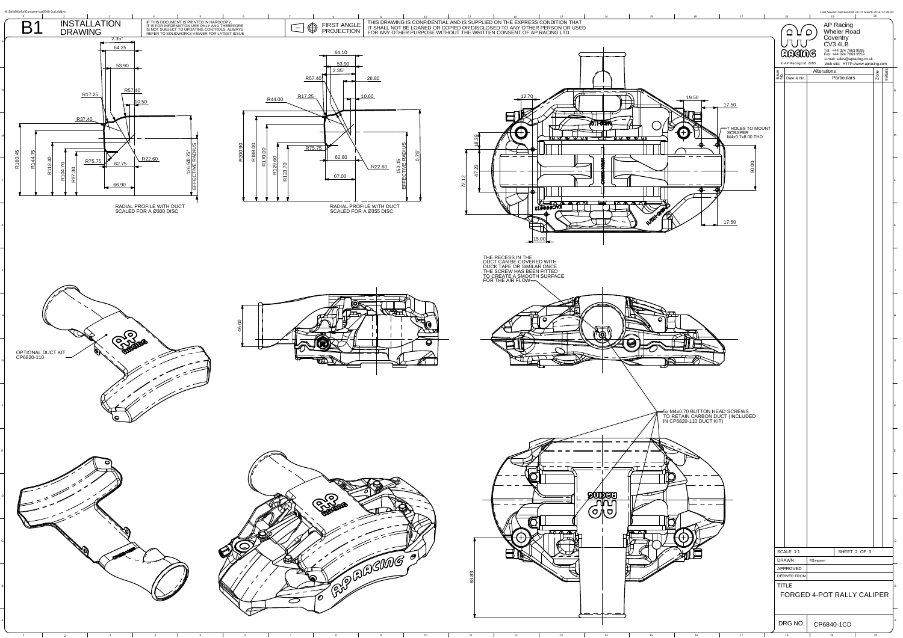# B1 INSTALLATION DRAWING

IF THIS DOCUMENT IS PRINTED IN HARDCOPY IT IS FOR INFORMATION USE ONLY AND THEREFORE IS NOT SUBJECT TO UPDATING CONTROLS. ALWAYS REFER TO SOLIDWORKS VIEWER FOR LATEST ISSUE

FIRST ANGLE PROJECTION

THIS DRAWING IS CONFIDENTIAL AND IS SUPPLIED ON THE EXPRESS CONDITION THAT IT SHALL NOT BE LOANED OR COPIED OR DISCLOSED TO ANY OTHER PERSON OR USED FOR ANY OTHER PURPOSE WITHOUT THE WRITTEN CONSENT OF AP RACING LTD.

AP Racing
Wheler Road
Coventry
CV3 4LB
Tel: +44 024 7663 9595
Fax: +44 024 7663 9559
e-mail: sales@apracing.co.uk
Web site: HTTP://www.apracing.com

© AP Racing Ltd. 2005

| Issue No. | Date & No. | Alterations Particulars | Zone | Initials |
|---|---|---|---|---|

2.35°, 64.25, 53.90, R57.40, R17.25, 10.50, R37.40, R160.45, R144.75, R118.40, R104.70, R97.30, R75.75, 62.75, R22.60, 66.90, 126.50, 0.75°, EFFECTIVE RADIUS

RADIAL PROFILE WITH DUCT SCALED FOR A Ø300 DISC

64.10, 53.90, 2.35°, R57.40, 26.80, R44.00, R17.25, 10.60, R200.90, R188.00, R170.00, R129.60, R123.70, R75.75, 62.80, 67.00, R22.60, 153.15, 0.75°, EFFECTIVE RADIUS

RADIAL PROFILE WITH DUCT SCALED FOR A Ø355 DISC

12.70, 19.50, 17.50, 18.39, 47.23, 72.12, 50.00, 15.00, 17.50

7 HOLES TO MOUNT SCRAPER M4x0.7x8.00 THD

THE RECESS IN THE DUCT CAN BE COVERED WITH DUCK TAPE OR SIMILAR ONCE THE SCREW HAS BEEN FITTED TO CREATE A SMOOTH SURFACE FOR THE AIR FLOW

46.00

OPTIONAL DUCT KIT CP6820-110

5x M4x0.70 BUTTON HEAD SCREWS TO RETAIN CARBON DUCT (INCLUDED IN CP6820-110 DUCT KIT)

88.83

| SCALE 1:1 | SHEET 2 OF 3 |
|---|---|
| DRAWN | RSimpson |
| APPROVED | |
| DERIVED FROM | |
| TITLE | FORGED 4-POT RALLY CALIPER |
| DRG NO. | CP6840-1CD |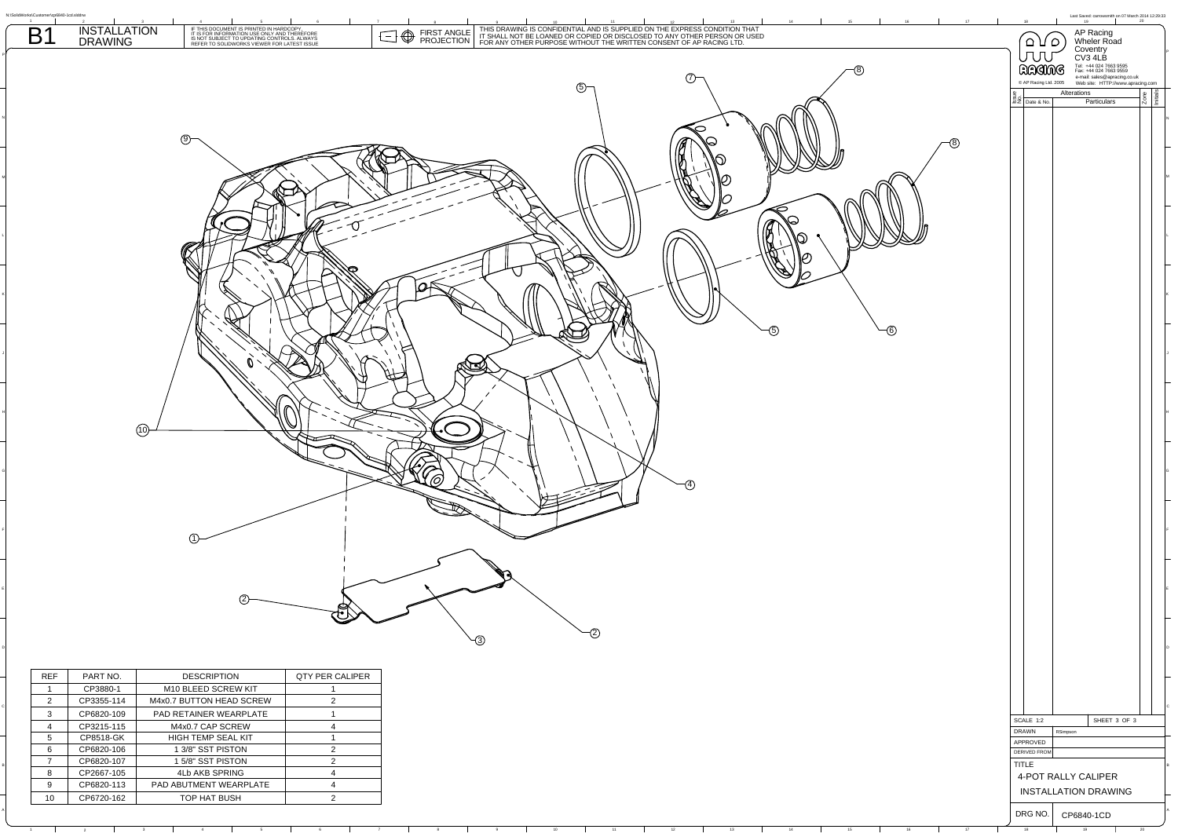# B1 INSTALLATION DRAWING

IF THIS DOCUMENT IS PRINTED IN HARDCOPY IT IS FOR INFORMATION USE ONLY AND THEREFORE IS NOT SUBJECT TO UPDATING CONTROLS. ALWAYS REFER TO SOLIDWORKS VIEWER FOR LATEST ISSUE

FIRST ANGLE PROJECTION

THIS DRAWING IS CONFIDENTIAL AND IS SUPPLIED ON THE EXPRESS CONDITION THAT IT SHALL NOT BE LOANED OR COPIED OR DISCLOSED TO ANY OTHER PERSON OR USED FOR ANY OTHER PURPOSE WITHOUT THE WRITTEN CONSENT OF AP RACING LTD.

1
2
3
4
5
6
7
8
9
10

| REF | PART NO. | DESCRIPTION | QTY PER CALIPER |
|---|---|---|---|
| 1 | CP3880-1 | M10 BLEED SCREW KIT | 1 |
| 2 | CP3355-114 | M4x0.7 BUTTON HEAD SCREW | 2 |
| 3 | CP6820-109 | PAD RETAINER WEARPLATE | 1 |
| 4 | CP3215-115 | M4x0.7 CAP SCREW | 4 |
| 5 | CP8518-GK | HIGH TEMP SEAL KIT | 1 |
| 6 | CP6820-106 | 1 3/8" SST PISTON | 2 |
| 7 | CP6820-107 | 1 5/8" SST PISTON | 2 |
| 8 | CP2667-105 | 4Lb AKB SPRING | 4 |
| 9 | CP6820-113 | PAD ABUTMENT WEARPLATE | 4 |
| 10 | CP6720-162 | TOP HAT BUSH | 2 |

AP Racing
Wheler Road
Coventry
CV3 4LB
Tel: +44 024 7663 9595
Fax: +44 024 7663 9559
e-mail: sales@apracing.co.uk
Web site: HTTP://www.apracing.com

© AP Racing Ltd. 2005

| Issue No. | Date & No. | Alterations Particulars | Zone | Initials |
|---|---|---|---|---|

SCALE 1:2 — SHEET 3 OF 3

DRAWN: RSimpson

APPROVED

DERIVED FROM

TITLE: 4-POT RALLY CALIPER INSTALLATION DRAWING

DRG NO. CP6840-1CD